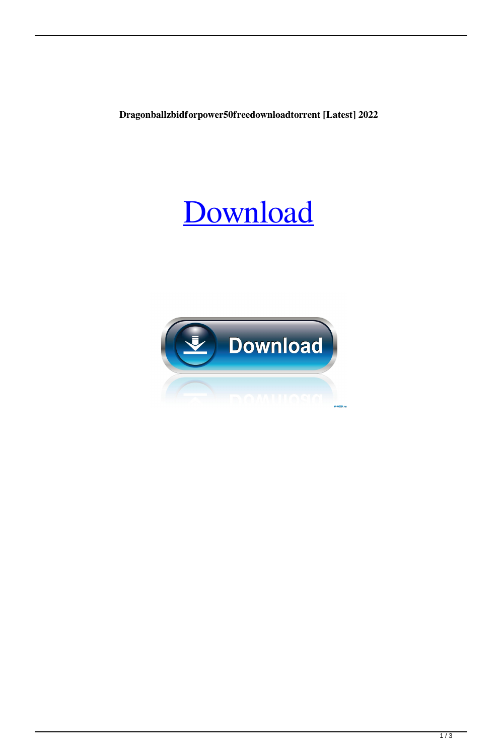**Dragonballzbidforpower50freedownloadtorrent [Latest] 2022**

# Download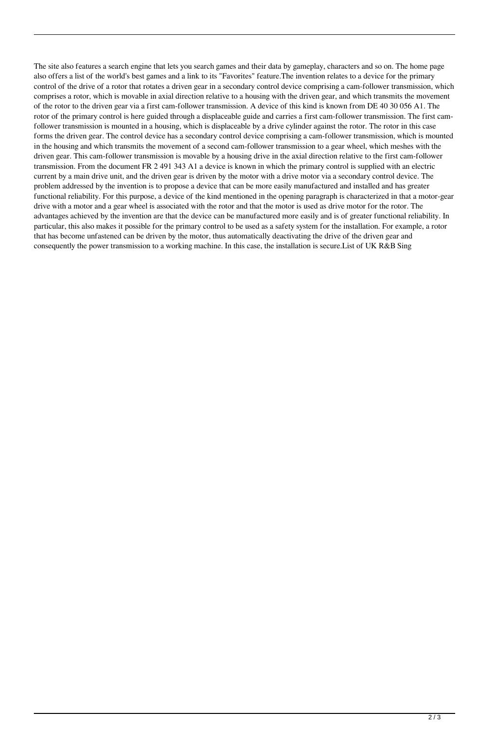The site also features a search engine that lets you search games and their data by gameplay, characters and so on. The home page also offers a list of the world's best games and a link to its "Favorites" feature.The invention relates to a device for the primary control of the drive of a rotor that rotates a driven gear in a secondary control device comprising a cam-follower transmission, which comprises a rotor, which is movable in axial direction relative to a housing with the driven gear, and which transmits the movement of the rotor to the driven gear via a first cam-follower transmission. A device of this kind is known from DE 40 30 056 A1. The rotor of the primary control is here guided through a displaceable guide and carries a first cam-follower transmission. The first cam-follower transmission is mounted in a housing, which is displaceable by a drive cylinder against the rotor. The rotor in this case forms the driven gear. The control device has a secondary control device comprising a cam-follower transmission, which is mounted in the housing and which transmits the movement of a second cam-follower transmission to a gear wheel, which meshes with the driven gear. This cam-follower transmission is movable by a housing drive in the axial direction relative to the first cam-follower transmission. From the document FR 2 491 343 A1 a device is known in which the primary control is supplied with an electric current by a main drive unit, and the driven gear is driven by the motor with a drive motor via a secondary control device. The problem addressed by the invention is to propose a device that can be more easily manufactured and installed and has greater functional reliability. For this purpose, a device of the kind mentioned in the opening paragraph is characterized in that a motor-gear drive with a motor and a gear wheel is associated with the rotor and that the motor is used as drive motor for the rotor. The advantages achieved by the invention are that the device can be manufactured more easily and is of greater functional reliability. In particular, this also makes it possible for the primary control to be used as a safety system for the installation. For example, a rotor that has become unfastened can be driven by the motor, thus automatically deactivating the drive of the driven gear and consequently the power transmission to a working machine. In this case, the installation is secure.List of UK R&B Sing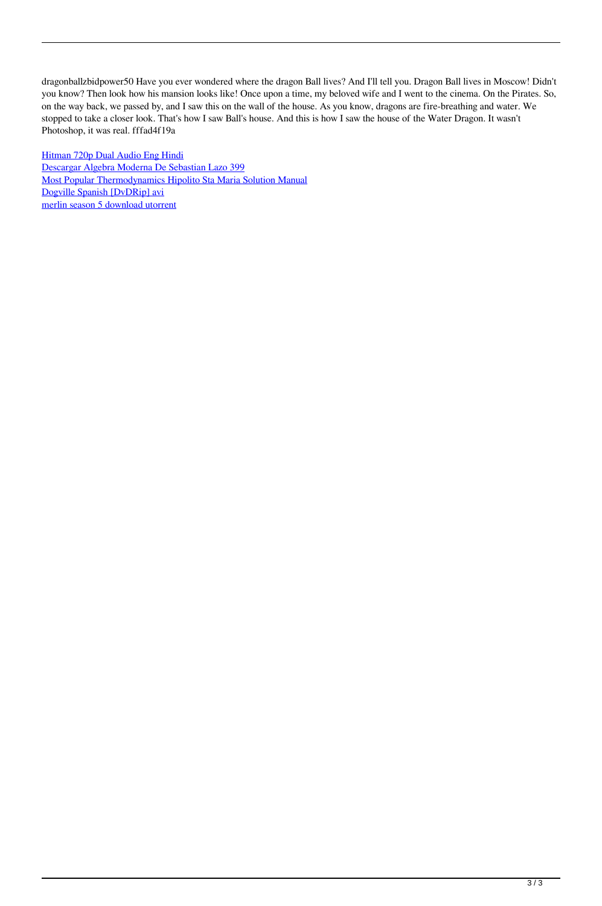dragonballzbidpower50 Have you ever wondered where the dragon Ball lives? And I'll tell you. Dragon Ball lives in Moscow! Didn't you know? Then look how his mansion looks like! Once upon a time, my beloved wife and I went to the cinema. On the Pirates. So, on the way back, we passed by, and I saw this on the wall of the house. As you know, dragons are fire-breathing and water. We stopped to take a closer look. That's how I saw Ball's house. And this is how I saw the house of the Water Dragon. It wasn't Photoshop, it was real. fffad4f19a

Hitman 720p Dual Audio Eng Hindi
Descargar Algebra Moderna De Sebastian Lazo 399
Most Popular Thermodynamics Hipolito Sta Maria Solution Manual
Dogville Spanish [DvDRip] avi
merlin season 5 download utorrent